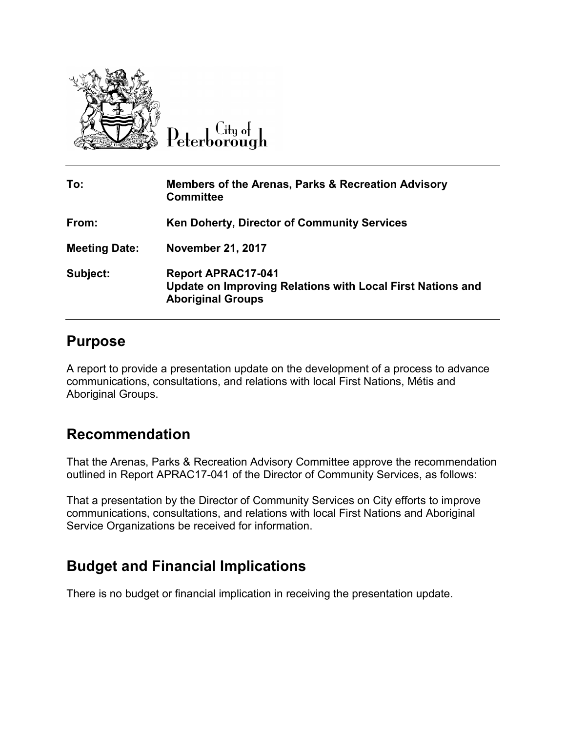City of Peterborough

| | |
|---|---|
| **To:** | **Members of the Arenas, Parks & Recreation Advisory Committee** |
| **From:** | **Ken Doherty, Director of Community Services** |
| **Meeting Date:** | **November 21, 2017** |
| **Subject:** | **Report APRAC17-041**<br>**Update on Improving Relations with Local First Nations and Aboriginal Groups** |

## Purpose

A report to provide a presentation update on the development of a process to advance communications, consultations, and relations with local First Nations, Métis and Aboriginal Groups.

## Recommendation

That the Arenas, Parks & Recreation Advisory Committee approve the recommendation outlined in Report APRAC17-041 of the Director of Community Services, as follows:

That a presentation by the Director of Community Services on City efforts to improve communications, consultations, and relations with local First Nations and Aboriginal Service Organizations be received for information.

## Budget and Financial Implications

There is no budget or financial implication in receiving the presentation update.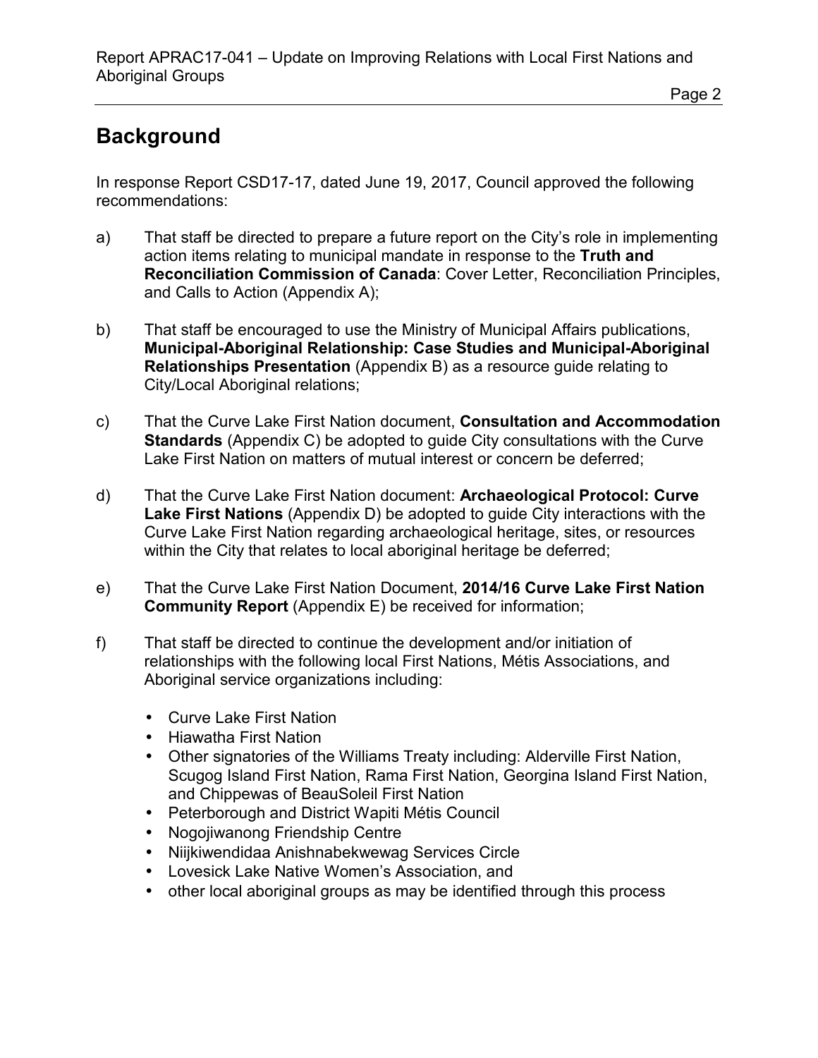## Background

In response Report CSD17-17, dated June 19, 2017, Council approved the following recommendations:

a) That staff be directed to prepare a future report on the City's role in implementing action items relating to municipal mandate in response to the **Truth and Reconciliation Commission of Canada**: Cover Letter, Reconciliation Principles, and Calls to Action (Appendix A);

b) That staff be encouraged to use the Ministry of Municipal Affairs publications, **Municipal-Aboriginal Relationship: Case Studies and Municipal-Aboriginal Relationships Presentation** (Appendix B) as a resource guide relating to City/Local Aboriginal relations;

c) That the Curve Lake First Nation document, **Consultation and Accommodation Standards** (Appendix C) be adopted to guide City consultations with the Curve Lake First Nation on matters of mutual interest or concern be deferred;

d) That the Curve Lake First Nation document: **Archaeological Protocol: Curve Lake First Nations** (Appendix D) be adopted to guide City interactions with the Curve Lake First Nation regarding archaeological heritage, sites, or resources within the City that relates to local aboriginal heritage be deferred;

e) That the Curve Lake First Nation Document, **2014/16 Curve Lake First Nation Community Report** (Appendix E) be received for information;

f) That staff be directed to continue the development and/or initiation of relationships with the following local First Nations, Métis Associations, and Aboriginal service organizations including:

- Curve Lake First Nation
- Hiawatha First Nation
- Other signatories of the Williams Treaty including: Alderville First Nation, Scugog Island First Nation, Rama First Nation, Georgina Island First Nation, and Chippewas of BeauSoleil First Nation
- Peterborough and District Wapiti Métis Council
- Nogojiwanong Friendship Centre
- Niijkiwendidaa Anishnabekwewag Services Circle
- Lovesick Lake Native Women's Association, and
- other local aboriginal groups as may be identified through this process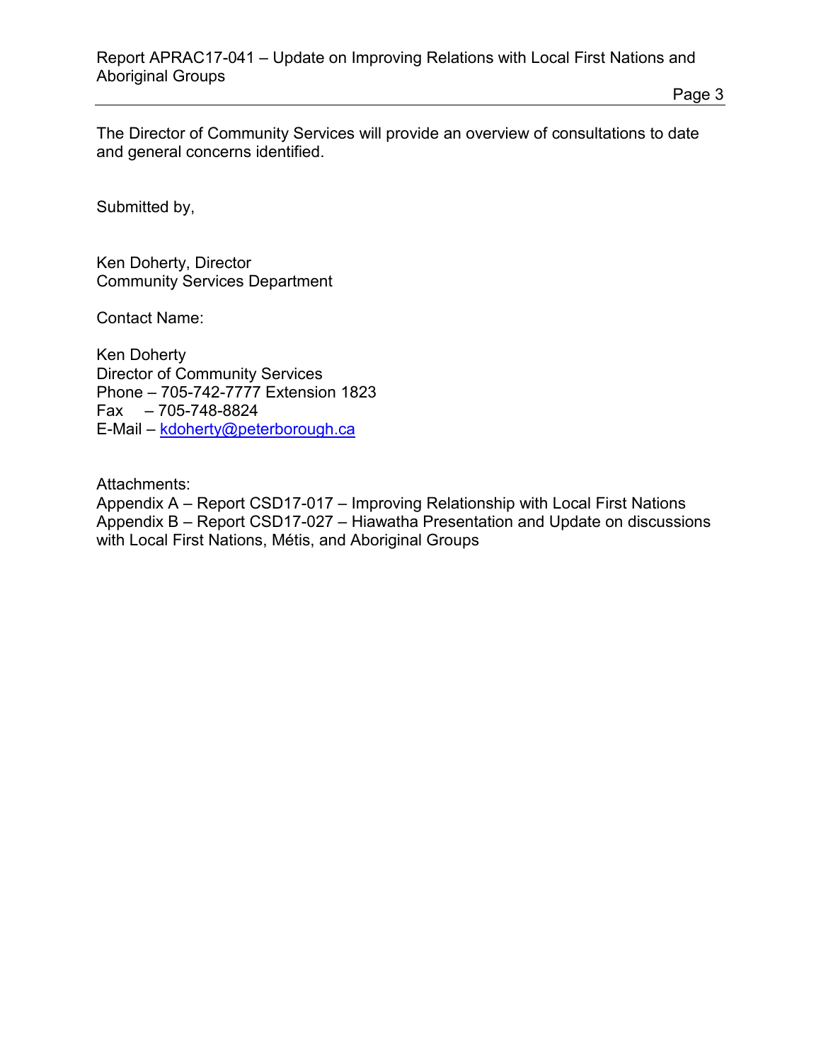The Director of Community Services will provide an overview of consultations to date and general concerns identified.

Submitted by,

Ken Doherty, Director
Community Services Department

Contact Name:

Ken Doherty
Director of Community Services
Phone – 705-742-7777 Extension 1823
Fax – 705-748-8824
E-Mail – kdoherty@peterborough.ca

Attachments:
Appendix A – Report CSD17-017 – Improving Relationship with Local First Nations
Appendix B – Report CSD17-027 – Hiawatha Presentation and Update on discussions with Local First Nations, Métis, and Aboriginal Groups